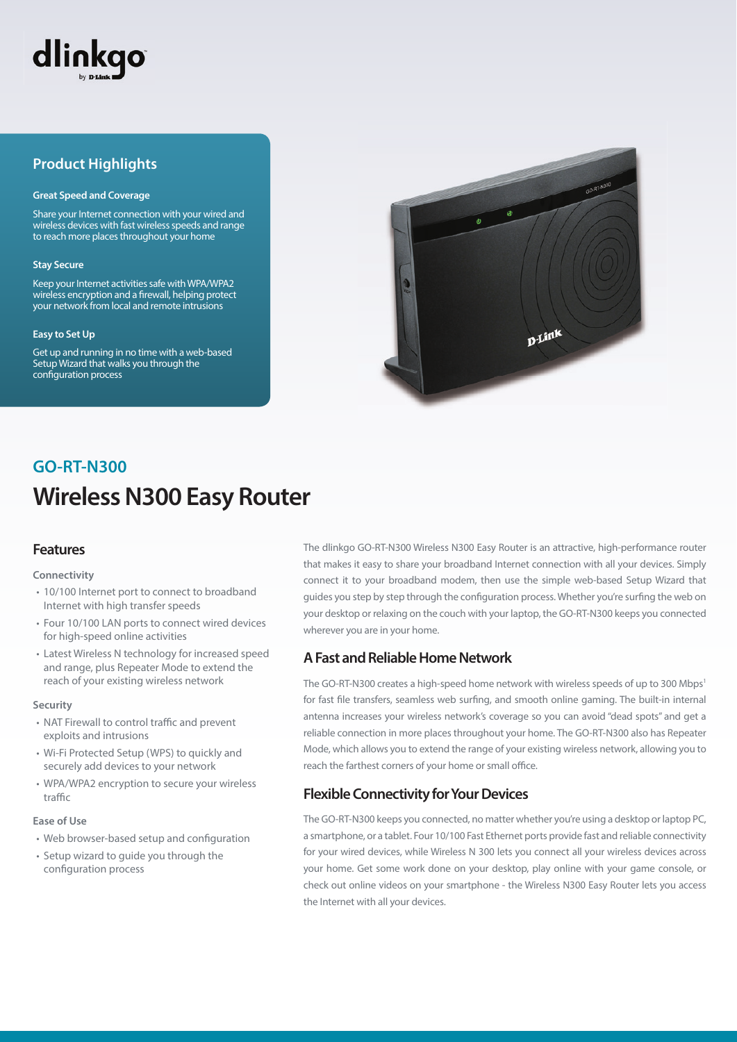dlinkgo by D-Link

## Product Highlights

**Great Speed and Coverage**

Share your Internet connection with your wired and wireless devices with fast wireless speeds and range to reach more places throughout your home

**Stay Secure**

Keep your Internet activities safe with WPA/WPA2 wireless encryption and a firewall, helping protect your network from local and remote intrusions

**Easy to Set Up**

Get up and running in no time with a web-based Setup Wizard that walks you through the configuration process

## GO-RT-N300

# Wireless N300 Easy Router

## Features

**Connectivity**

- 10/100 Internet port to connect to broadband Internet with high transfer speeds
- Four 10/100 LAN ports to connect wired devices for high-speed online activities
- Latest Wireless N technology for increased speed and range, plus Repeater Mode to extend the reach of your existing wireless network

**Security**

- NAT Firewall to control traffic and prevent exploits and intrusions
- Wi-Fi Protected Setup (WPS) to quickly and securely add devices to your network
- WPA/WPA2 encryption to secure your wireless traffic

**Ease of Use**

- Web browser-based setup and configuration
- Setup wizard to guide you through the configuration process

The dlinkgo GO-RT-N300 Wireless N300 Easy Router is an attractive, high-performance router that makes it easy to share your broadband Internet connection with all your devices. Simply connect it to your broadband modem, then use the simple web-based Setup Wizard that guides you step by step through the configuration process. Whether you're surfing the web on your desktop or relaxing on the couch with your laptop, the GO-RT-N300 keeps you connected wherever you are in your home.

## A Fast and Reliable Home Network

The GO-RT-N300 creates a high-speed home network with wireless speeds of up to 300 Mbps[1] for fast file transfers, seamless web surfing, and smooth online gaming. The built-in internal antenna increases your wireless network's coverage so you can avoid "dead spots" and get a reliable connection in more places throughout your home. The GO-RT-N300 also has Repeater Mode, which allows you to extend the range of your existing wireless network, allowing you to reach the farthest corners of your home or small office.

## Flexible Connectivity for Your Devices

The GO-RT-N300 keeps you connected, no matter whether you're using a desktop or laptop PC, a smartphone, or a tablet. Four 10/100 Fast Ethernet ports provide fast and reliable connectivity for your wired devices, while Wireless N 300 lets you connect all your wireless devices across your home. Get some work done on your desktop, play online with your game console, or check out online videos on your smartphone - the Wireless N300 Easy Router lets you access the Internet with all your devices.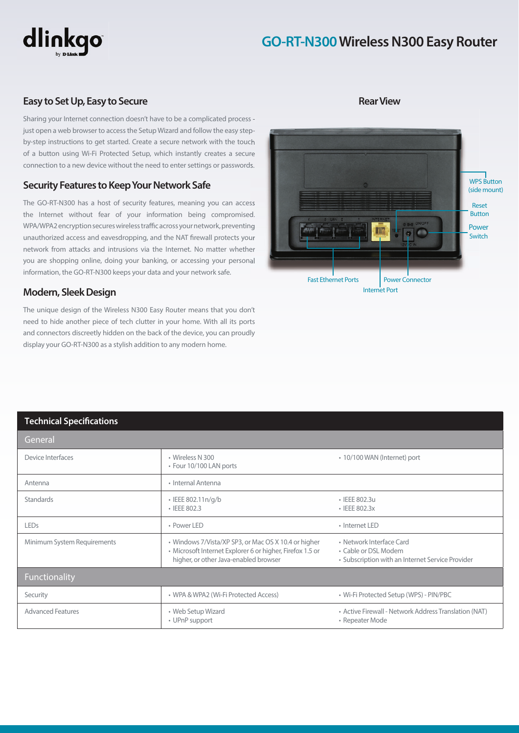# GO-RT-N300 Wireless N300 Easy Router

## Easy to Set Up, Easy to Secure

Sharing your Internet connection doesn't have to be a complicated process - just open a web browser to access the Setup Wizard and follow the easy step-by-step instructions to get started. Create a secure network with the touch of a button using Wi-Fi Protected Setup, which instantly creates a secure connection to a new device without the need to enter settings or passwords.

## Security Features to Keep Your Network Safe

The GO-RT-N300 has a host of security features, meaning you can access the Internet without fear of your information being compromised. WPA/WPA2 encryption secures wireless traffic across your network, preventing unauthorized access and eavesdropping, and the NAT firewall protects your network from attacks and intrusions via the Internet. No matter whether you are shopping online, doing your banking, or accessing your personal information, the GO-RT-N300 keeps your data and your network safe.

## Modern, Sleek Design

The unique design of the Wireless N300 Easy Router means that you don't need to hide another piece of tech clutter in your home. With all its ports and connectors discreetly hidden on the back of the device, you can proudly display your GO-RT-N300 as a stylish addition to any modern home.

## Rear View

WPS Button (side mount)
Reset Button
Power Switch
Fast Ethernet Ports
Power Connector
Internet Port

## Technical Specifications

| General | | |
|---|---|---|
| Device Interfaces | • Wireless N 300<br>• Four 10/100 LAN ports | • 10/100 WAN (Internet) port |
| Antenna | • Internal Antenna | |
| Standards | • IEEE 802.11n/g/b<br>• IEEE 802.3 | • IEEE 802.3u<br>• IEEE 802.3x |
| LEDs | • Power LED | • Internet LED |
| Minimum System Requirements | • Windows 7/Vista/XP SP3, or Mac OS X 10.4 or higher<br>• Microsoft Internet Explorer 6 or higher, Firefox 1.5 or higher, or other Java-enabled browser | • Network Interface Card<br>• Cable or DSL Modem<br>• Subscription with an Internet Service Provider |
| **Functionality** | | |
| Security | • WPA & WPA2 (Wi-Fi Protected Access) | • Wi-Fi Protected Setup (WPS) - PIN/PBC |
| Advanced Features | • Web Setup Wizard<br>• UPnP support | • Active Firewall - Network Address Translation (NAT)<br>• Repeater Mode |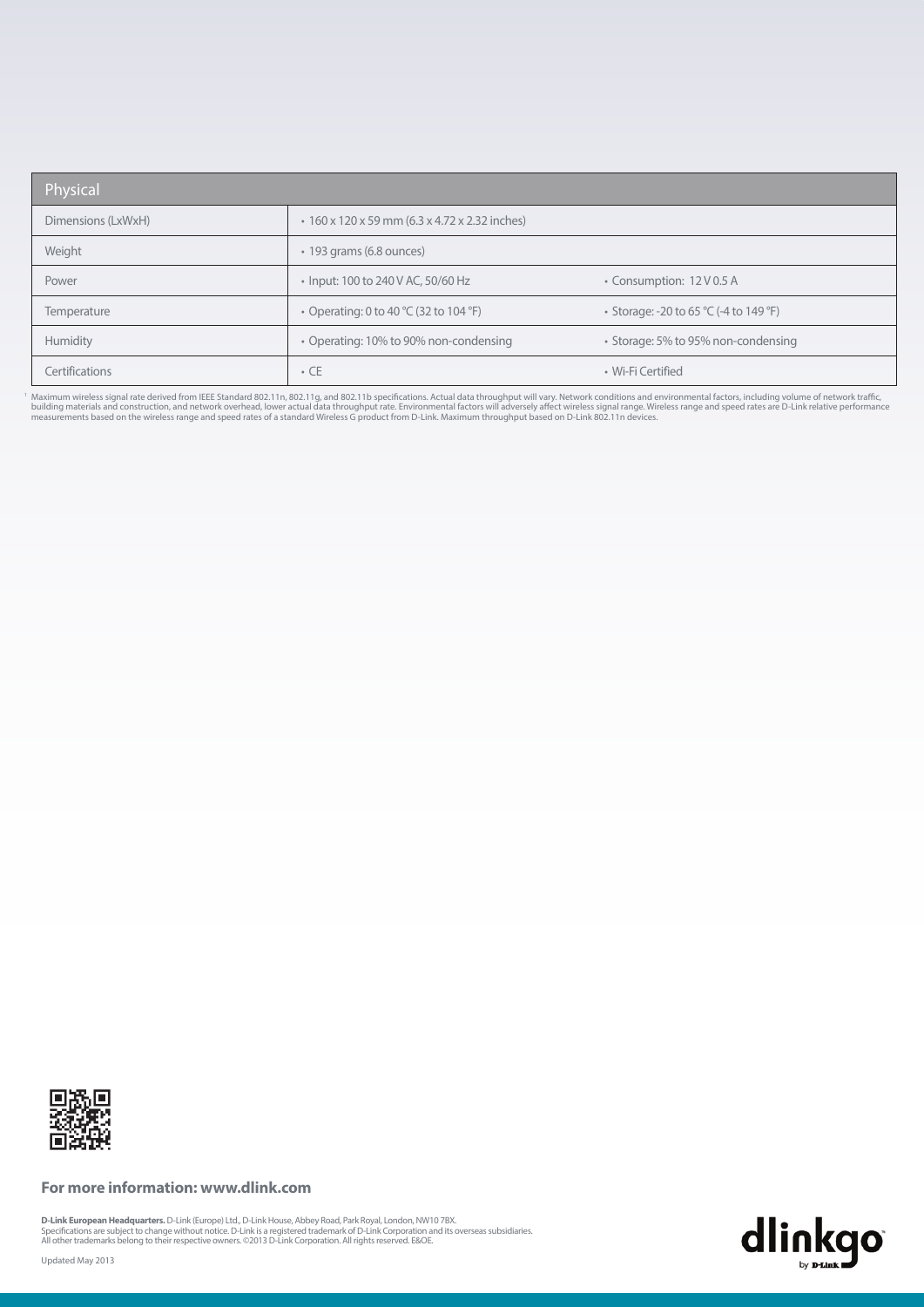| Physical | | |
| --- | --- | --- |
| Dimensions (LxWxH) | • 160 x 120 x 59 mm (6.3 x 4.72 x 2.32 inches) | |
| Weight | • 193 grams (6.8 ounces) | |
| Power | • Input: 100 to 240 V AC, 50/60 Hz | • Consumption: 12 V 0.5 A |
| Temperature | • Operating: 0 to 40 °C (32 to 104 °F) | • Storage: -20 to 65 °C (-4 to 149 °F) |
| Humidity | • Operating: 10% to 90% non-condensing | • Storage: 5% to 95% non-condensing |
| Certifications | • CE | • Wi-Fi Certified |

[1] Maximum wireless signal rate derived from IEEE Standard 802.11n, 802.11g, and 802.11b specifications. Actual data throughput will vary. Network conditions and environmental factors, including volume of network traffic, building materials and construction, and network overhead, lower actual data throughput rate. Environmental factors will adversely affect wireless signal range. Wireless range and speed rates are D-Link relative performance measurements based on the wireless range and speed rates of a standard Wireless G product from D-Link. Maximum throughput based on D-Link 802.11n devices.

**For more information: www.dlink.com**

**D-Link European Headquarters.** D-Link (Europe) Ltd., D-Link House, Abbey Road, Park Royal, London, NW10 7BX.
Specifications are subject to change without notice. D-Link is a registered trademark of D-Link Corporation and its overseas subsidiaries.
All other trademarks belong to their respective owners. ©2013 D-Link Corporation. All rights reserved. E&OE.

Updated May 2013

dlinkgo by D-Link